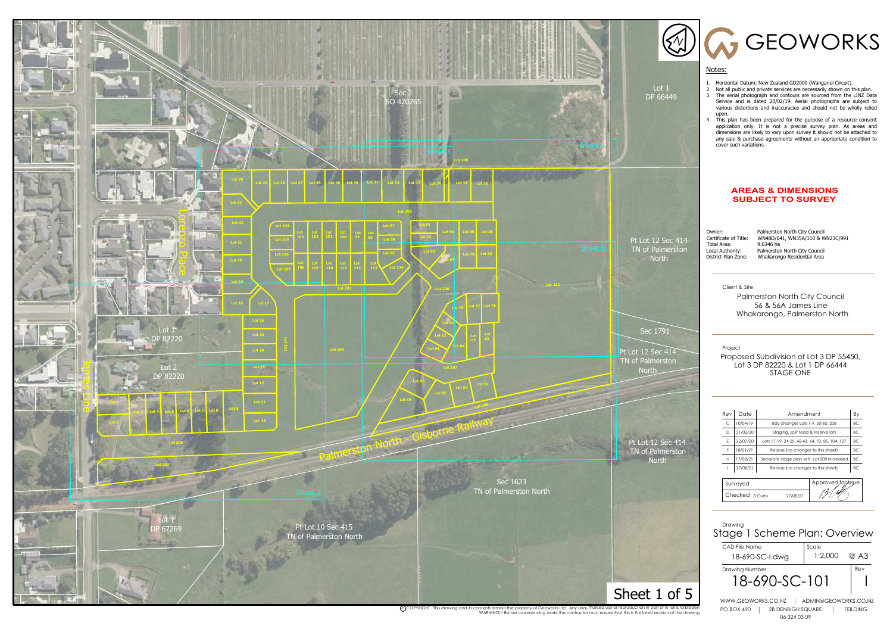# GEOWORKS

## Notes:

1. Horizontal Datum: New Zealand GD2000 (Wanganui Circuit).
2. Not all public and private services are necessarily shown on this plan.
3. The aerial photograph and contours are sourced from the LINZ Data Service and is dated 20/02/19. Aerial photographs are subject to various distortions and inaccuracies and should not be wholly relied upon.
4. This plan has been prepared for the purpose of a resource consent application only. It is not a precise survey plan. As areas and dimensions are likely to vary upon survey it should not be attached to any sale & purchase agreements without an appropriate condition to cover such variations.

**AREAS & DIMENSIONS SUBJECT TO SURVEY**

Owner: Palmerston North City Council
Certificate of Title: WN48D/641, WN35A/110 & WN23C/991
Total Area: 9.6346 ha
Local Authority: Palmerston North City Council
District Plan Zone: Whakarongo Residential Area

Client & Site
Palmerston North City Council
56 & 56A James Line
Whakarongo, Palmerston North

Project
Proposed Subdivision of Lot 3 DP 55450, Lot 3 DP 82220 & Lot 1 DP 66444
STAGE ONE

| Rev | Date | Amendment | By |
|---|---|---|---|
| C | 10/04/19 | Bdy changes Lots 1-9, 50-60, 208 | BC |
| D | 21/02/20 | Staging, split road & reserve lots | BC |
| E | 22/07/20 | Lots 17-19, 24-25, 42-43, 64, 70, 85, 104, 107 | BC |
| F | 18/01/21 | Reissue (no changes to this sheet) | BC |
| H | 17/08/21 | Separate stage plan sets, Lot 208 increased | BC |
| I | 27/08/21 | Reissue (no changes to this sheet) | BC |

| Surveyed | | Approved for issue |
|---|---|---|
| Checked B Curtis | 27/08/21 | |

Drawing
Stage 1 Scheme Plan: Overview

CAD File Name: 18-690-SC-I.dwg
Scale: 1:2,000 @ A3
Drawing Number: 18-690-SC-101
Rev: I

WWW.GEOWORKS.CO.NZ | ADMIN@GEOWORKS.CO.NZ
PO BOX 490 | 2B DENBIGH SQUARE | FEILDING
06 324 03 09

©COPYRIGHT. This drawing and its contents remain the property of Geoworks Ltd. Any unauthorised use or reproduction in part or in full is forbidden
WARNING!!! Before commencing works the contractor must ensure that this is the latest revision of the drawing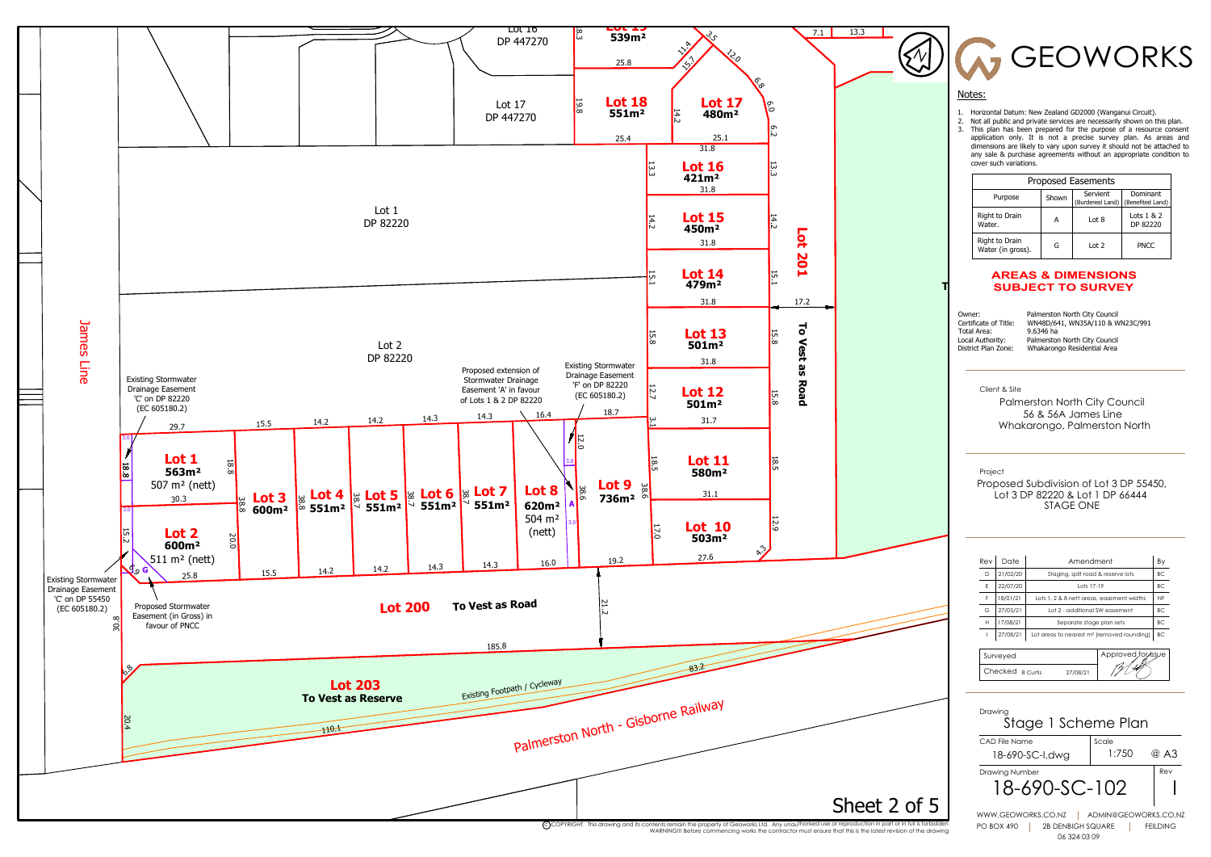# GEOWORKS

## Notes:

1. Horizontal Datum: New Zealand GD2000 (Wanganui Circuit).
2. Not all public and private services are necessarily shown on this plan.
3. This plan has been prepared for the purpose of a resource consent application only. It is not a precise survey plan. As areas and dimensions are likely to vary upon survey it should not be attached to any sale & purchase agreements without an appropriate condition to cover such variations.

| Proposed Easements | | | |
|---|---|---|---|
| Purpose | Shown | Servient (Burdened Land) | Dominant (Benefited Land) |
| Right to Drain Water. | A | Lot 8 | Lots 1 & 2 DP 82220 |
| Right to Drain Water (in gross). | G | Lot 2 | PNCC |

**AREAS & DIMENSIONS SUBJECT TO SURVEY**

Owner: Palmerston North City Council
Certificate of Title: WN48D/641, WN35A/110 & WN23C/991
Total Area: 9.6346 ha
Local Authority: Palmerston North City Council
District Plan Zone: Whakarongo Residential Area

Client & Site
Palmerston North City Council
56 & 56A James Line
Whakarongo, Palmerston North

Project
Proposed Subdivision of Lot 3 DP 55450, Lot 3 DP 82220 & Lot 1 DP 66444
STAGE ONE

| Rev | Date | Amendment | By |
|---|---|---|---|
| D | 21/02/20 | Staging, split road & reserve lots | BC |
| E | 22/07/20 | Lots 17-19 | BC |
| F | 18/01/21 | Lots 1, 2 & 8 nett areas, easement widths | NF |
| G | 27/05/21 | Lot 2 - additional SW easement | BC |
| H | 17/08/21 | Separate stage plan sets | BC |
| I | 27/08/21 | Lot areas to nearest m² (removed rounding) | BC |

Surveyed
Checked B Curtis 27/08/21
Approved for issue

Drawing: Stage 1 Scheme Plan
CAD File Name: 18-690-SC-I.dwg
Scale: 1:750 @ A3
Drawing Number: 18-690-SC-102
Rev: I

WWW.GEOWORKS.CO.NZ | ADMIN@GEOWORKS.CO.NZ
PO BOX 490 | 2B DENBIGH SQUARE | FEILDING
06 324 03 09

## Plan labels

- James Line
- Lot 16 DP 447270
- Lot 17 DP 447270
- Lot 1 DP 82220
- Lot 2 DP 82220
- Lot 19 539m²
- Lot 18 551m²
- Lot 17 480m²
- Lot 16 421m²
- Lot 15 450m²
- Lot 14 479m²
- Lot 13 501m²
- Lot 12 501m²
- Lot 11 580m²
- Lot 10 503m²
- Lot 1 563m² 507 m² (nett)
- Lot 2 600m² 511 m² (nett)
- Lot 3 600m²
- Lot 4 551m²
- Lot 5 551m²
- Lot 6 551m²
- Lot 7 551m²
- Lot 8 620m² 504 m² (nett)
- Lot 9 736m²
- Lot 201 To Vest as Road
- Lot 200 To Vest as Road
- Lot 203 To Vest as Reserve
- Existing Footpath / Cycleway
- Palmerston North - Gisborne Railway
- Existing Stormwater Drainage Easement 'C' on DP 82220 (EC 605180.2)
- Existing Stormwater Drainage Easement 'C' on DP 55450 (EC 605180.2)
- Proposed Stormwater Easement (in Gross) in favour of PNCC
- Proposed extension of Stormwater Drainage Easement 'A' in favour of Lots 1 & 2 DP 82220
- Existing Stormwater Drainage Easement 'F' on DP 82220 (EC 605180.2)

©COPYRIGHT. This drawing and its contents remain the property of Geoworks Ltd. Any unauthorised use or reproduction in part or in full is forbidden.
WARNING!!! Before commencing works the contractor must ensure that this is the latest revision of the drawing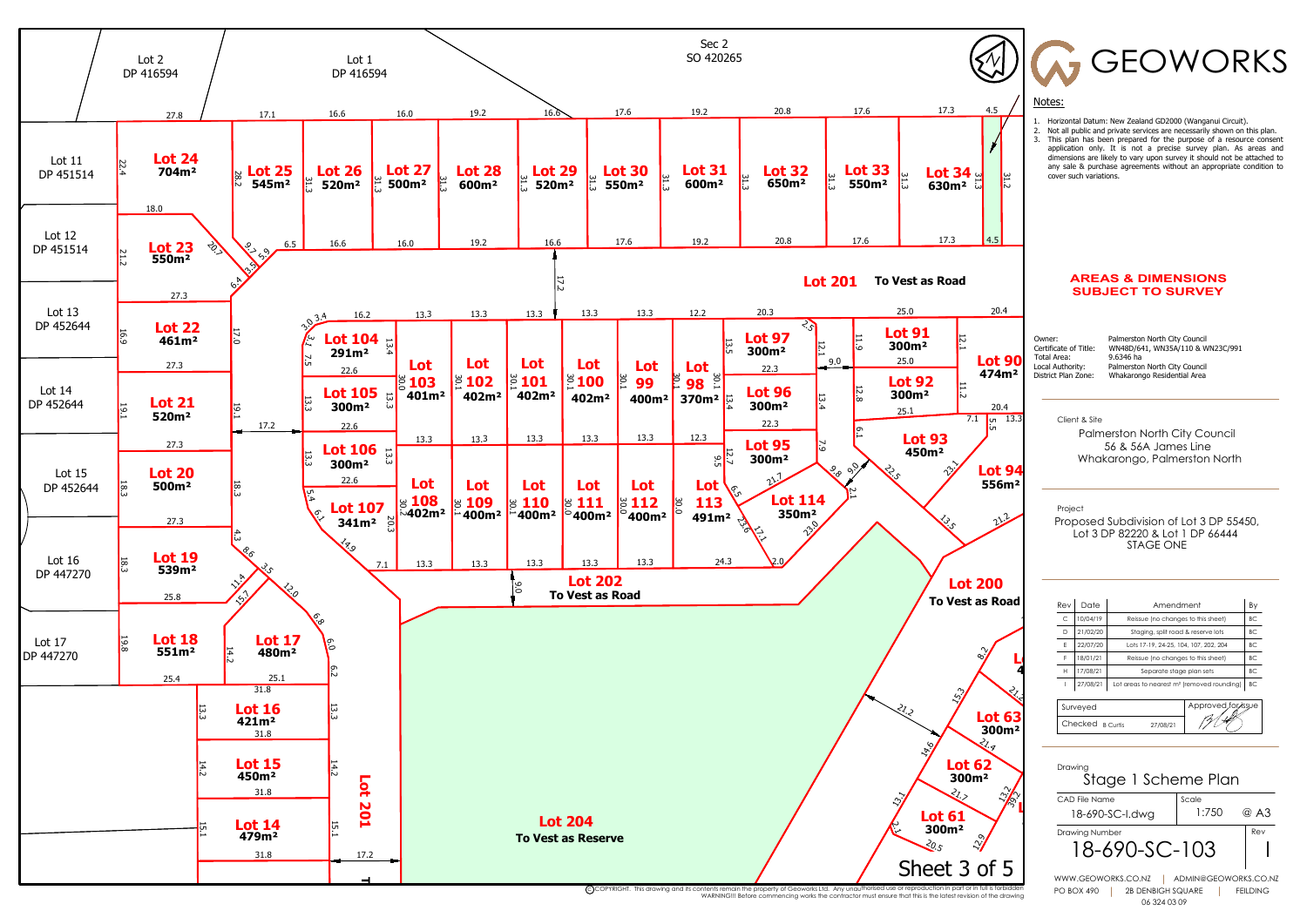# GEOWORKS

**Notes:**

1. Horizontal Datum: New Zealand GD2000 (Wanganui Circuit).
2. Not all public and private services are necessarily shown on this plan.
3. This plan has been prepared for the purpose of a resource consent application only. It is not a precise survey plan. As areas and dimensions are likely to vary upon survey it should not be attached to any sale & purchase agreements without an appropriate condition to cover such variations.

**AREAS & DIMENSIONS SUBJECT TO SURVEY**

| | |
|---|---|
| Owner: | Palmerston North City Council |
| Certificate of Title: | WN48D/641, WN35A/110 & WN23C/991 |
| Total Area: | 9.6346 ha |
| Local Authority: | Palmerston North City Council |
| District Plan Zone: | Whakarongo Residential Area |

Client & Site

Palmerston North City Council
56 & 56A James Line
Whakarongo, Palmerston North

Project

Proposed Subdivision of Lot 3 DP 55450, Lot 3 DP 82220 & Lot 1 DP 66444
STAGE ONE

| Rev | Date | Amendment | By |
|---|---|---|---|
| C | 10/04/19 | Reissue (no changes to this sheet) | BC |
| D | 21/02/20 | Staging, split road & reserve lots | BC |
| E | 22/07/20 | Lots 17-19, 24-25, 104, 107, 202, 204 | BC |
| F | 18/01/21 | Reissue (no changes to this sheet) | BC |
| H | 17/08/21 | Separate stage plan sets | BC |
| I | 27/08/21 | Lot areas to nearest m² (removed rounding) | BC |

| Surveyed | Approved for issue |
|---|---|
| Checked B Curtis 27/08/21 | |

Drawing

Stage 1 Scheme Plan

| CAD File Name | Scale |
|---|---|
| 18-690-SC-I.dwg | 1:750 @ A3 |

| Drawing Number | Rev |
|---|---|
| 18-690-SC-103 | I |

WWW.GEOWORKS.CO.NZ | ADMIN@GEOWORKS.CO.NZ
PO BOX 490 | 2B DENBIGH SQUARE | FEILDING
06 324 03 09

Sheet 3 of 5

©COPYRIGHT. This drawing and its contents remain the property of Geoworks Ltd. Any unauthorised use or reproduction in part or in full is forbidden
WARNING!!! Before commencing works the contractor must ensure that this is the latest revision of the drawing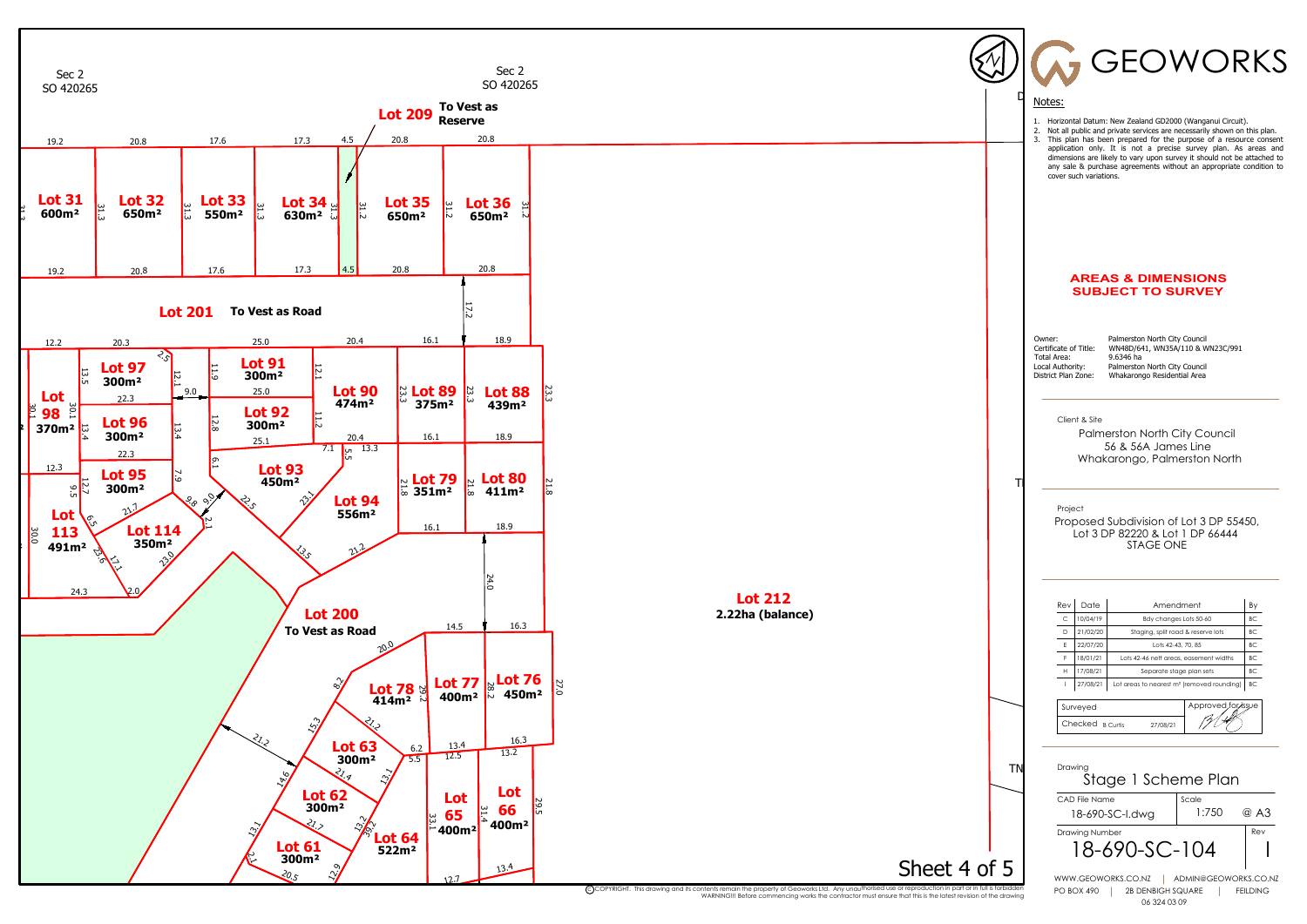# GEOWORKS

## Notes:

1. Horizontal Datum: New Zealand GD2000 (Wanganui Circuit).
2. Not all public and private services are necessarily shown on this plan.
3. This plan has been prepared for the purpose of a resource consent application only. It is not a precise survey plan. As areas and dimensions are likely to vary upon survey it should not be attached to any sale & purchase agreements without an appropriate condition to cover such variations.

**AREAS & DIMENSIONS SUBJECT TO SURVEY**

| | |
|---|---|
| Owner: | Palmerston North City Council |
| Certificate of Title: | WN48D/641, WN35A/110 & WN23C/991 |
| Total Area: | 9.6346 ha |
| Local Authority: | Palmerston North City Council |
| District Plan Zone: | Whakarongo Residential Area |

Client & Site
Palmerston North City Council
56 & 56A James Line
Whakarongo, Palmerston North

Project
Proposed Subdivision of Lot 3 DP 55450, Lot 3 DP 82220 & Lot 1 DP 66444
STAGE ONE

| Rev | Date | Amendment | By |
|---|---|---|---|
| C | 10/04/19 | Bdy changes Lots 50-60 | BC |
| D | 21/02/20 | Staging, split road & reserve lots | BC |
| E | 22/07/20 | Lots 42-43, 70, 85 | BC |
| F | 18/01/21 | Lots 42-46 nett areas, easement widths | BC |
| H | 17/08/21 | Separate stage plan sets | BC |
| I | 27/08/21 | Lot areas to nearest m² (removed rounding) | BC |

| Surveyed | Approved for issue |
|---|---|
| Checked B Curtis 27/08/21 | |

Drawing: Stage 1 Scheme Plan

| CAD File Name | Scale |
|---|---|
| 18-690-SC-I.dwg | 1:750 @ A3 |

| Drawing Number | Rev |
|---|---|
| 18-690-SC-104 | I |

WWW.GEOWORKS.CO.NZ | ADMIN@GEOWORKS.CO.NZ
PO BOX 490 | 2B DENBIGH SQUARE | FEILDING
06 324 03 09

Sec 2 SO 420265

Lot 209 To Vest as Reserve

| Lot | Area |
|---|---|
| Lot 31 | 600m² |
| Lot 32 | 650m² |
| Lot 33 | 550m² |
| Lot 34 | 630m² |
| Lot 35 | 650m² |
| Lot 36 | 650m² |
| Lot 97 | 300m² |
| Lot 98 | 370m² |
| Lot 96 | 300m² |
| Lot 95 | 300m² |
| Lot 113 | 491m² |
| Lot 114 | 350m² |
| Lot 91 | 300m² |
| Lot 92 | 300m² |
| Lot 90 | 474m² |
| Lot 93 | 450m² |
| Lot 94 | 556m² |
| Lot 89 | 375m² |
| Lot 88 | 439m² |
| Lot 79 | 351m² |
| Lot 80 | 411m² |
| Lot 78 | 414m² |
| Lot 77 | 400m² |
| Lot 76 | 450m² |
| Lot 63 | 300m² |
| Lot 62 | 300m² |
| Lot 61 | 300m² |
| Lot 64 | 522m² |
| Lot 65 | 400m² |
| Lot 66 | 400m² |

Lot 201 To Vest as Road

Lot 200 To Vest as Road

Lot 212 2.22ha (balance)

©COPYRIGHT. This drawing and its contents remain the property of Geoworks Ltd. Any unauthorised use or reproduction in part or in full is forbidden. WARNING!!! Before commencing works the contractor must ensure that this is the latest revision of the drawing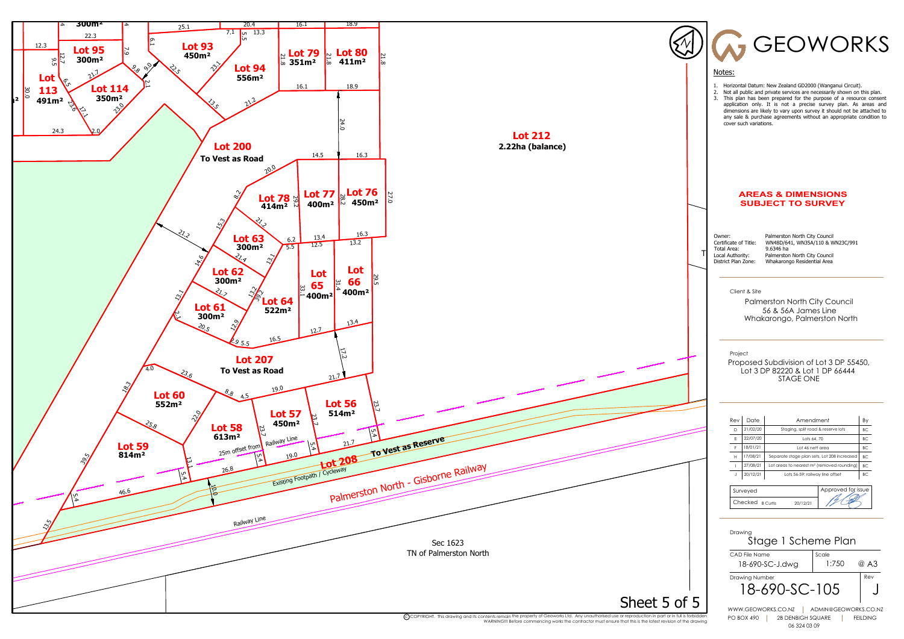# GEOWORKS

## Notes:

1. Horizontal Datum: New Zealand GD2000 (Wanganui Circuit).
2. Not all public and private services are necessarily shown on this plan.
3. This plan has been prepared for the purpose of a resource consent application only. It is not a precise survey plan. As areas and dimensions are likely to vary upon survey it should not be attached to any sale & purchase agreements without an appropriate condition to cover such variations.

**AREAS & DIMENSIONS SUBJECT TO SURVEY**

| | |
|---|---|
| Owner: | Palmerston North City Council |
| Certificate of Title: | WN48D/641, WN35A/110 & WN23C/991 |
| Total Area: | 9.6346 ha |
| Local Authority: | Palmerston North City Council |
| District Plan Zone: | Whakarongo Residential Area |

Client & Site

Palmerston North City Council
56 & 56A James Line
Whakarongo, Palmerston North

Project

Proposed Subdivision of Lot 3 DP 55450, Lot 3 DP 82220 & Lot 1 DP 66444
STAGE ONE

| Rev | Date | Amendment | By |
|---|---|---|---|
| D | 21/02/20 | Staging, split road & reserve lots | BC |
| E | 22/07/20 | Lots 64, 70 | BC |
| F | 18/01/21 | Lot 46 nett area | BC |
| H | 17/08/21 | Separate stage plan sets, Lot 208 increased | BC |
| I | 27/08/21 | Lot areas to nearest m² (removed rounding) | BC |
| J | 20/12/21 | Lots 56-59: railway line offset | BC |

| | |
|---|---|
| Surveyed | Approved for issue |
| Checked B Curtis 20/12/21 | |

Drawing: Stage 1 Scheme Plan

| CAD File Name | Scale |
|---|---|
| 18-690-SC-J.dwg | 1:750 @ A3 |

Drawing Number: 18-690-SC-105 — Rev: J

WWW.GEOWORKS.CO.NZ | ADMIN@GEOWORKS.CO.NZ
PO BOX 490 | 2B DENBIGH SQUARE | FEILDING
06 324 03 09

Lot 95 300m²
Lot 113 491m²
Lot 114 350m²
Lot 93 450m²
Lot 94 556m²
Lot 79 351m²
Lot 80 411m²
Lot 200 To Vest as Road
Lot 212 2.22ha (balance)
Lot 78 414m²
Lot 77 400m²
Lot 76 450m²
Lot 63 300m²
Lot 62 300m²
Lot 61 300m²
Lot 64 522m²
Lot 65 400m²
Lot 66 400m²
Lot 207 To Vest as Road
Lot 60 552m²
Lot 58 613m²
Lot 57 450m²
Lot 56 514m²
Lot 59 814m²
Lot 208 To Vest as Reserve
Existing Footpath / Cycleway
25m offset from Railway Line
Railway Line
Palmerston North - Gisborne Railway
Sec 1623 TN of Palmerston North

©COPYRIGHT. This drawing and its contents remain the property of Geoworks Ltd. Any unauthorised use or reproduction in part or in full is forbidden
WARNING!!! Before commencing works the contractor must ensure that this is the latest revision of the drawing